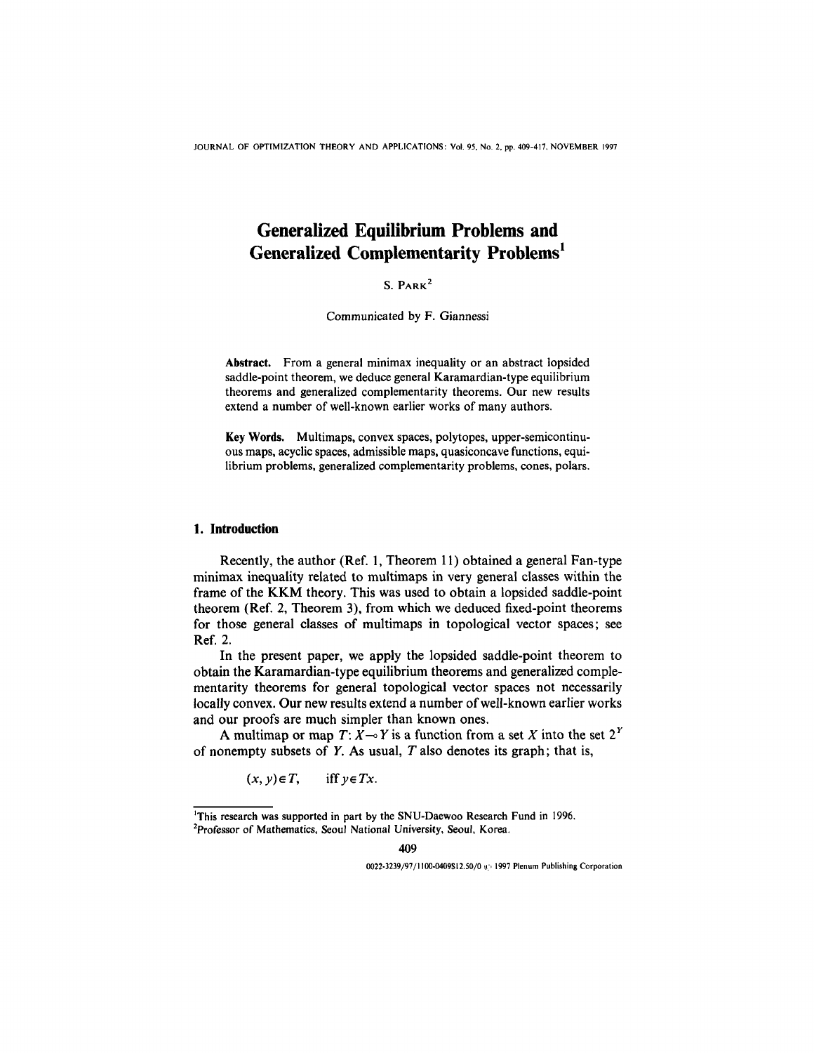# Generalized Equilibrium Problems and Generalized Complementarity Problems[1]

S. Park[2]

Communicated by F. Giannessi

**Abstract.** From a general minimax inequality or an abstract lopsided saddle-point theorem, we deduce general Karamardian-type equilibrium theorems and generalized complementarity theorems. Our new results extend a number of well-known earlier works of many authors.

**Key Words.** Multimaps, convex spaces, polytopes, upper-semicontinuous maps, acyclic spaces, admissible maps, quasiconcave functions, equilibrium problems, generalized complementarity problems, cones, polars.

## 1. Introduction

Recently, the author (Ref. 1, Theorem 11) obtained a general Fan-type minimax inequality related to multimaps in very general classes within the frame of the KKM theory. This was used to obtain a lopsided saddle-point theorem (Ref. 2, Theorem 3), from which we deduced fixed-point theorems for those general classes of multimaps in topological vector spaces; see Ref. 2.

In the present paper, we apply the lopsided saddle-point theorem to obtain the Karamardian-type equilibrium theorems and generalized complementarity theorems for general topological vector spaces not necessarily locally convex. Our new results extend a number of well-known earlier works and our proofs are much simpler than known ones.

A multimap or map $T: X \multimap Y$ is a function from a set $X$ into the set $2^Y$ of nonempty subsets of $Y$. As usual, $T$ also denotes its graph; that is,

$$(x, y) \in T, \qquad \text{iff } y \in Tx.$$

---

[1] This research was supported in part by the SNU-Daewoo Research Fund in 1996.

[2] Professor of Mathematics, Seoul National University, Seoul, Korea.

0022-3239/97/1100-0409$12.50/0 © 1997 Plenum Publishing Corporation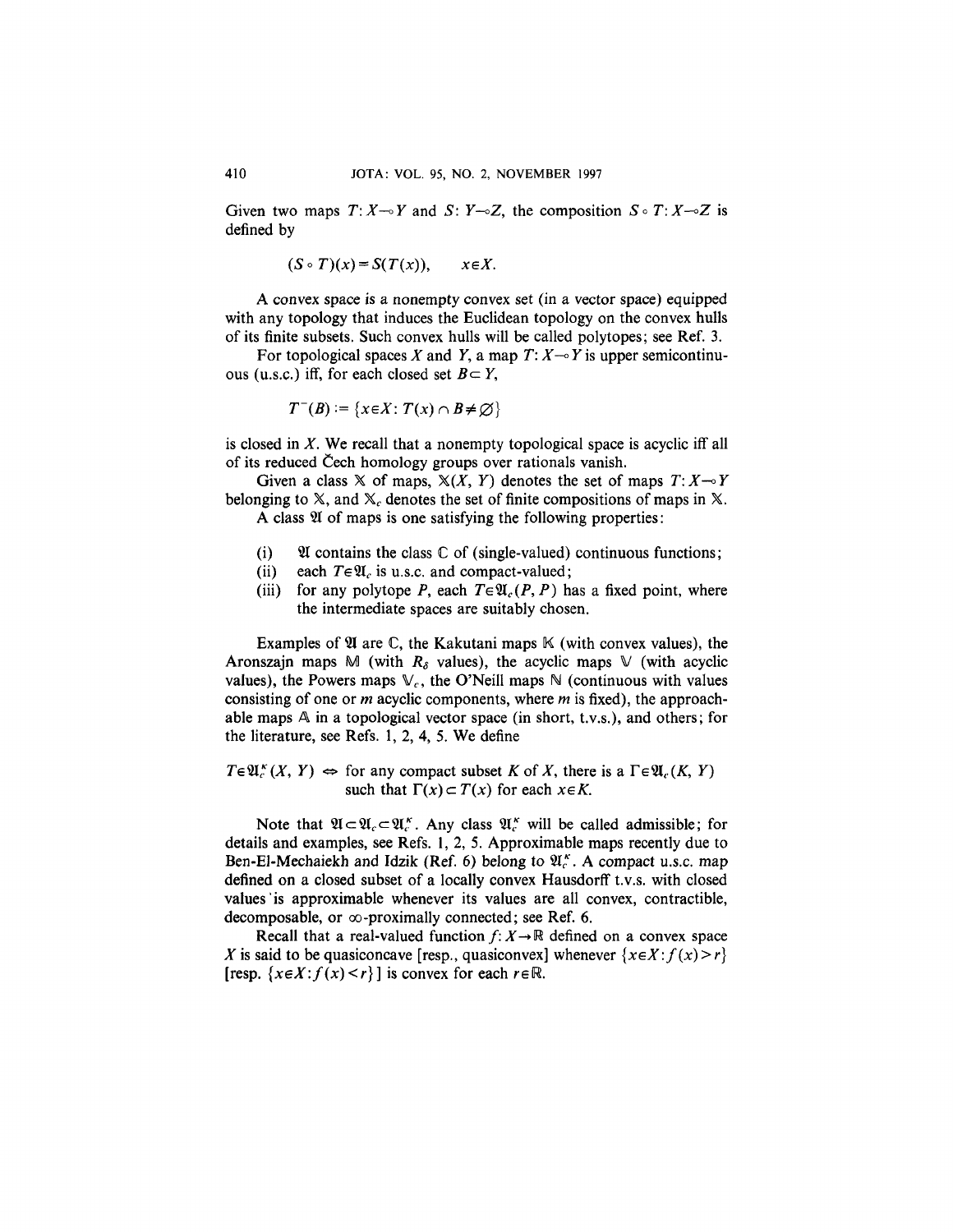Given two maps $T: X \multimap Y$ and $S: Y \multimap Z$, the composition $S \circ T: X \multimap Z$ is defined by

$$(S \circ T)(x) = S(T(x)), \qquad x \in X.$$

A convex space is a nonempty convex set (in a vector space) equipped with any topology that induces the Euclidean topology on the convex hulls of its finite subsets. Such convex hulls will be called polytopes; see Ref. 3.

For topological spaces $X$ and $Y$, a map $T: X \multimap Y$ is upper semicontinuous (u.s.c.) iff, for each closed set $B \subset Y$,

$$T^{-}(B) := \{x \in X: T(x) \cap B \neq \emptyset\}$$

is closed in $X$. We recall that a nonempty topological space is acyclic iff all of its reduced Čech homology groups over rationals vanish.

Given a class $\mathbb{X}$ of maps, $\mathbb{X}(X, Y)$ denotes the set of maps $T: X \multimap Y$ belonging to $\mathbb{X}$, and $\mathbb{X}_c$ denotes the set of finite compositions of maps in $\mathbb{X}$.

A class $\mathfrak{A}$ of maps is one satisfying the following properties:

(i) $\mathfrak{A}$ contains the class $\mathbb{C}$ of (single-valued) continuous functions;
(ii) each $T \in \mathfrak{A}_c$ is u.s.c. and compact-valued;
(iii) for any polytope $P$, each $T \in \mathfrak{A}_c(P, P)$ has a fixed point, where the intermediate spaces are suitably chosen.

Examples of $\mathfrak{A}$ are $\mathbb{C}$, the Kakutani maps $\mathbb{K}$ (with convex values), the Aronszajn maps $\mathbb{M}$ (with $R_\delta$ values), the acyclic maps $\mathbb{V}$ (with acyclic values), the Powers maps $\mathbb{V}_c$, the O'Neill maps $\mathbb{N}$ (continuous with values consisting of one or $m$ acyclic components, where $m$ is fixed), the approachable maps $\mathbb{A}$ in a topological vector space (in short, t.v.s.), and others; for the literature, see Refs. 1, 2, 4, 5. We define

$$T \in \mathfrak{A}_c^\kappa(X, Y) \Leftrightarrow \text{for any compact subset } K \text{ of } X, \text{ there is a } \Gamma \in \mathfrak{A}_c(K, Y) \text{ such that } \Gamma(x) \subset T(x) \text{ for each } x \in K.$$

Note that $\mathfrak{A} \subset \mathfrak{A}_c \subset \mathfrak{A}_c^\kappa$. Any class $\mathfrak{A}_c^\kappa$ will be called admissible; for details and examples, see Refs. 1, 2, 5. Approximable maps recently due to Ben-El-Mechaiekh and Idzik (Ref. 6) belong to $\mathfrak{A}_c^\kappa$. A compact u.s.c. map defined on a closed subset of a locally convex Hausdorff t.v.s. with closed values is approximable whenever its values are all convex, contractible, decomposable, or $\infty$-proximally connected; see Ref. 6.

Recall that a real-valued function $f: X \to \mathbb{R}$ defined on a convex space $X$ is said to be quasiconcave [resp., quasiconvex] whenever $\{x \in X: f(x) > r\}$ [resp. $\{x \in X: f(x) < r\}$] is convex for each $r \in \mathbb{R}$.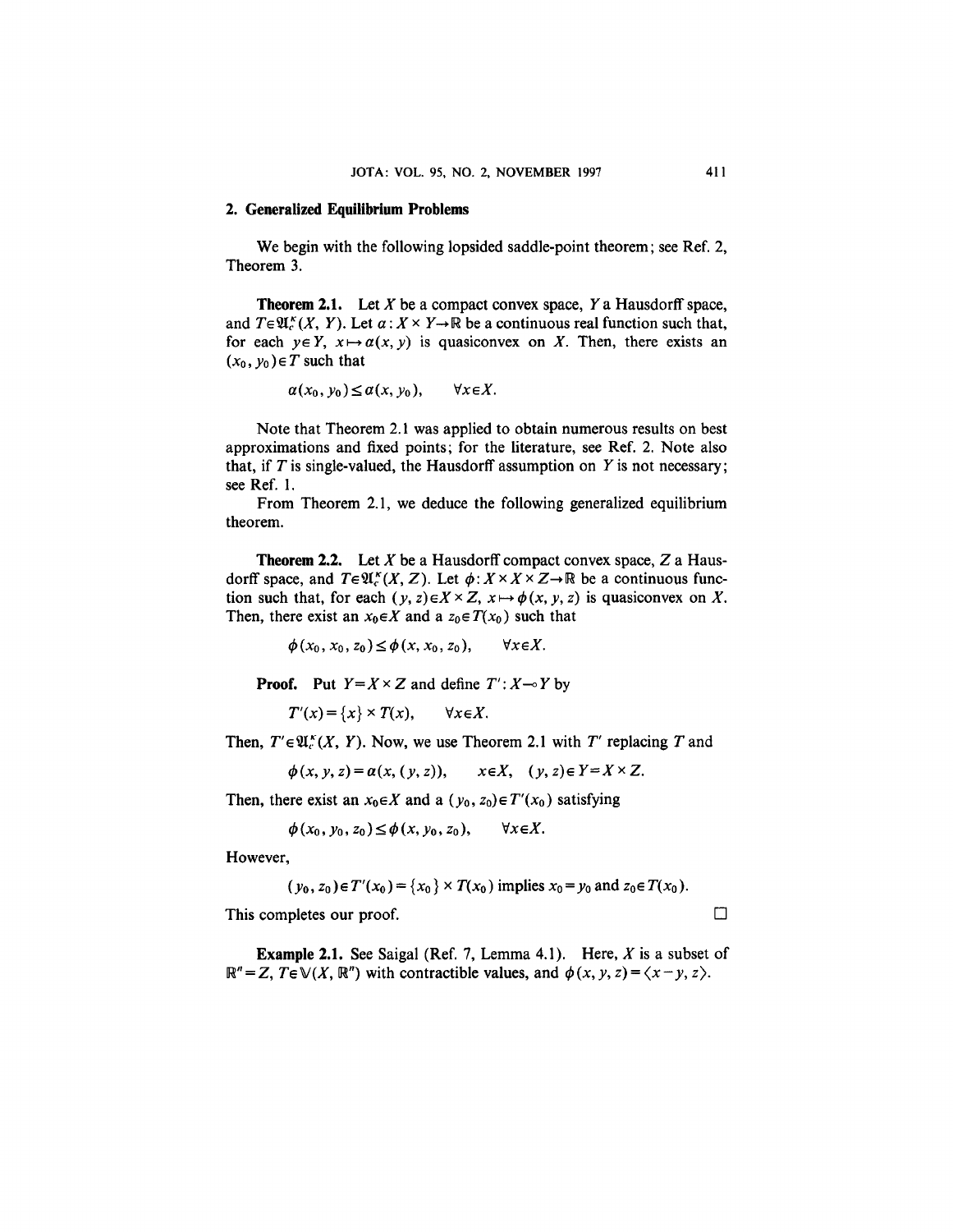## 2. Generalized Equilibrium Problems

We begin with the following lopsided saddle-point theorem; see Ref. 2, Theorem 3.

**Theorem 2.1.** Let $X$ be a compact convex space, $Y$ a Hausdorff space, and $T \in \mathfrak{A}_c^\kappa(X, Y)$. Let $\alpha : X \times Y \to \mathbb{R}$ be a continuous real function such that, for each $y \in Y$, $x \mapsto \alpha(x, y)$ is quasiconvex on $X$. Then, there exists an $(x_0, y_0) \in T$ such that

$$\alpha(x_0, y_0) \leq \alpha(x, y_0), \qquad \forall x \in X.$$

Note that Theorem 2.1 was applied to obtain numerous results on best approximations and fixed points; for the literature, see Ref. 2. Note also that, if $T$ is single-valued, the Hausdorff assumption on $Y$ is not necessary; see Ref. 1.

From Theorem 2.1, we deduce the following generalized equilibrium theorem.

**Theorem 2.2.** Let $X$ be a Hausdorff compact convex space, $Z$ a Hausdorff space, and $T \in \mathfrak{A}_c^\kappa(X, Z)$. Let $\phi : X \times X \times Z \to \mathbb{R}$ be a continuous function such that, for each $(y, z) \in X \times Z$, $x \mapsto \phi(x, y, z)$ is quasiconvex on $X$. Then, there exist an $x_0 \in X$ and a $z_0 \in T(x_0)$ such that

$$\phi(x_0, x_0, z_0) \leq \phi(x, x_0, z_0), \qquad \forall x \in X.$$

**Proof.** Put $Y = X \times Z$ and define $T' : X \multimap Y$ by

$$T'(x) = \{x\} \times T(x), \qquad \forall x \in X.$$

Then, $T' \in \mathfrak{A}_c^\kappa(X, Y)$. Now, we use Theorem 2.1 with $T'$ replacing $T$ and

$$\phi(x, y, z) = \alpha(x, (y, z)), \qquad x \in X, \quad (y, z) \in Y = X \times Z.$$

Then, there exist an $x_0 \in X$ and a $(y_0, z_0) \in T'(x_0)$ satisfying

$$\phi(x_0, y_0, z_0) \leq \phi(x, y_0, z_0), \qquad \forall x \in X.$$

However,

$$(y_0, z_0) \in T'(x_0) = \{x_0\} \times T(x_0) \text{ implies } x_0 = y_0 \text{ and } z_0 \in T(x_0).$$

This completes our proof. $\square$

**Example 2.1.** See Saigal (Ref. 7, Lemma 4.1). Here, $X$ is a subset of $\mathbb{R}^n = Z$, $T \in \mathbb{V}(X, \mathbb{R}^n)$ with contractible values, and $\phi(x, y, z) = \langle x - y, z \rangle$.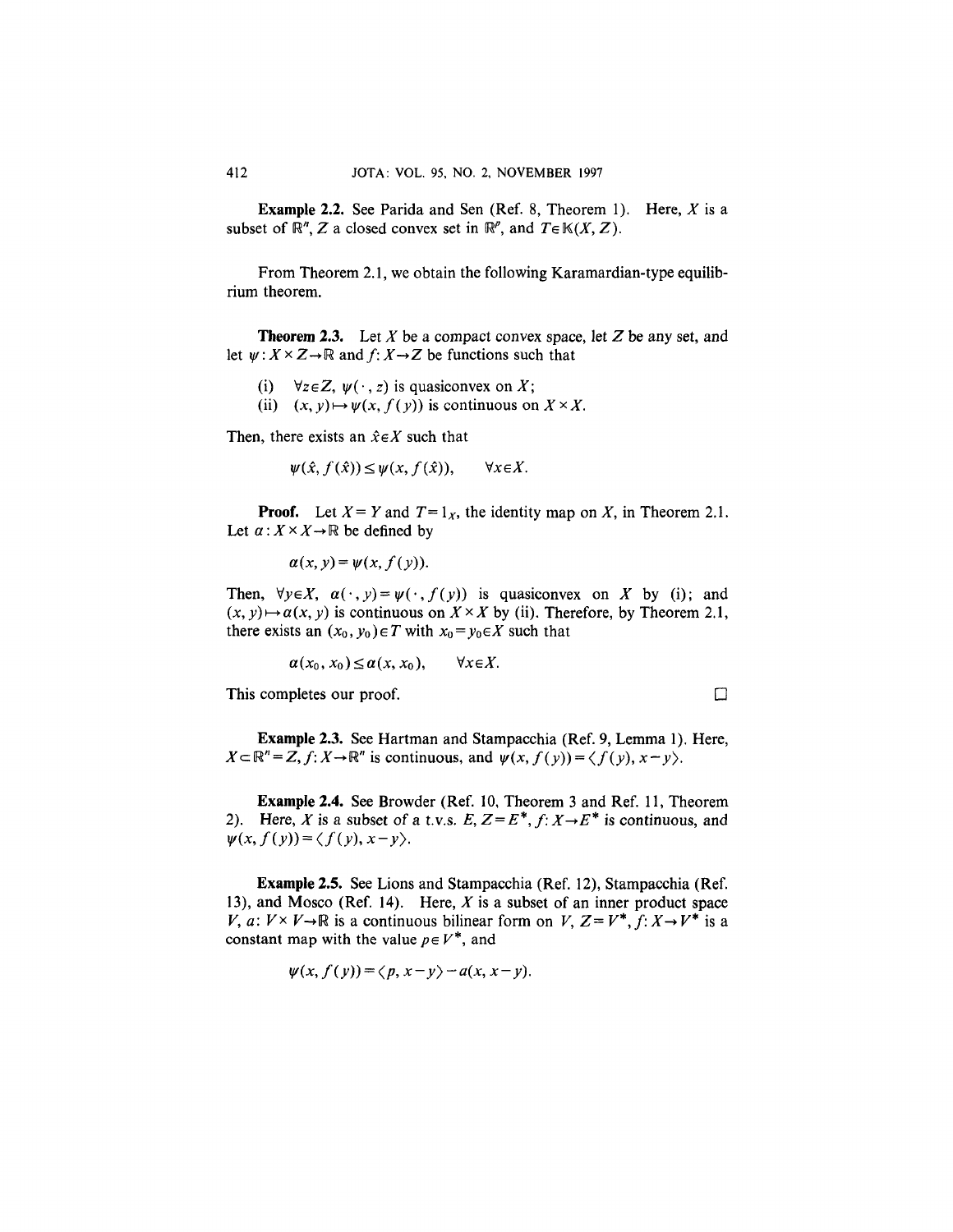**Example 2.2.** See Parida and Sen (Ref. 8, Theorem 1). Here, $X$ is a subset of $\mathbb{R}^n$, $Z$ a closed convex set in $\mathbb{R}^p$, and $T \in \mathbb{K}(X, Z)$.

From Theorem 2.1, we obtain the following Karamardian-type equilibrium theorem.

**Theorem 2.3.** Let $X$ be a compact convex space, let $Z$ be any set, and let $\psi: X \times Z \to \mathbb{R}$ and $f: X \to Z$ be functions such that

(i) $\forall z \in Z$, $\psi(\cdot, z)$ is quasiconvex on $X$;
(ii) $(x, y) \mapsto \psi(x, f(y))$ is continuous on $X \times X$.

Then, there exists an $\hat{x} \in X$ such that

$$\psi(\hat{x}, f(\hat{x})) \leq \psi(x, f(\hat{x})), \qquad \forall x \in X.$$

**Proof.** Let $X = Y$ and $T = 1_X$, the identity map on $X$, in Theorem 2.1. Let $\alpha: X \times X \to \mathbb{R}$ be defined by

$$\alpha(x, y) = \psi(x, f(y)).$$

Then, $\forall y \in X$, $\alpha(\cdot, y) = \psi(\cdot, f(y))$ is quasiconvex on $X$ by (i); and $(x, y) \mapsto \alpha(x, y)$ is continuous on $X \times X$ by (ii). Therefore, by Theorem 2.1, there exists an $(x_0, y_0) \in T$ with $x_0 = y_0 \in X$ such that

$$\alpha(x_0, x_0) \leq \alpha(x, x_0), \qquad \forall x \in X.$$

This completes our proof. □

**Example 2.3.** See Hartman and Stampacchia (Ref. 9, Lemma 1). Here, $X \subset \mathbb{R}^n = Z$, $f: X \to \mathbb{R}^n$ is continuous, and $\psi(x, f(y)) = \langle f(y), x - y \rangle$.

**Example 2.4.** See Browder (Ref. 10, Theorem 3 and Ref. 11, Theorem 2). Here, $X$ is a subset of a t.v.s. $E$, $Z = E^*$, $f: X \to E^*$ is continuous, and $\psi(x, f(y)) = \langle f(y), x - y \rangle$.

**Example 2.5.** See Lions and Stampacchia (Ref. 12), Stampacchia (Ref. 13), and Mosco (Ref. 14). Here, $X$ is a subset of an inner product space $V$, $a: V \times V \to \mathbb{R}$ is a continuous bilinear form on $V$, $Z = V^*$, $f: X \to V^*$ is a constant map with the value $p \in V^*$, and

$$\psi(x, f(y)) = \langle p, x - y \rangle - a(x, x - y).$$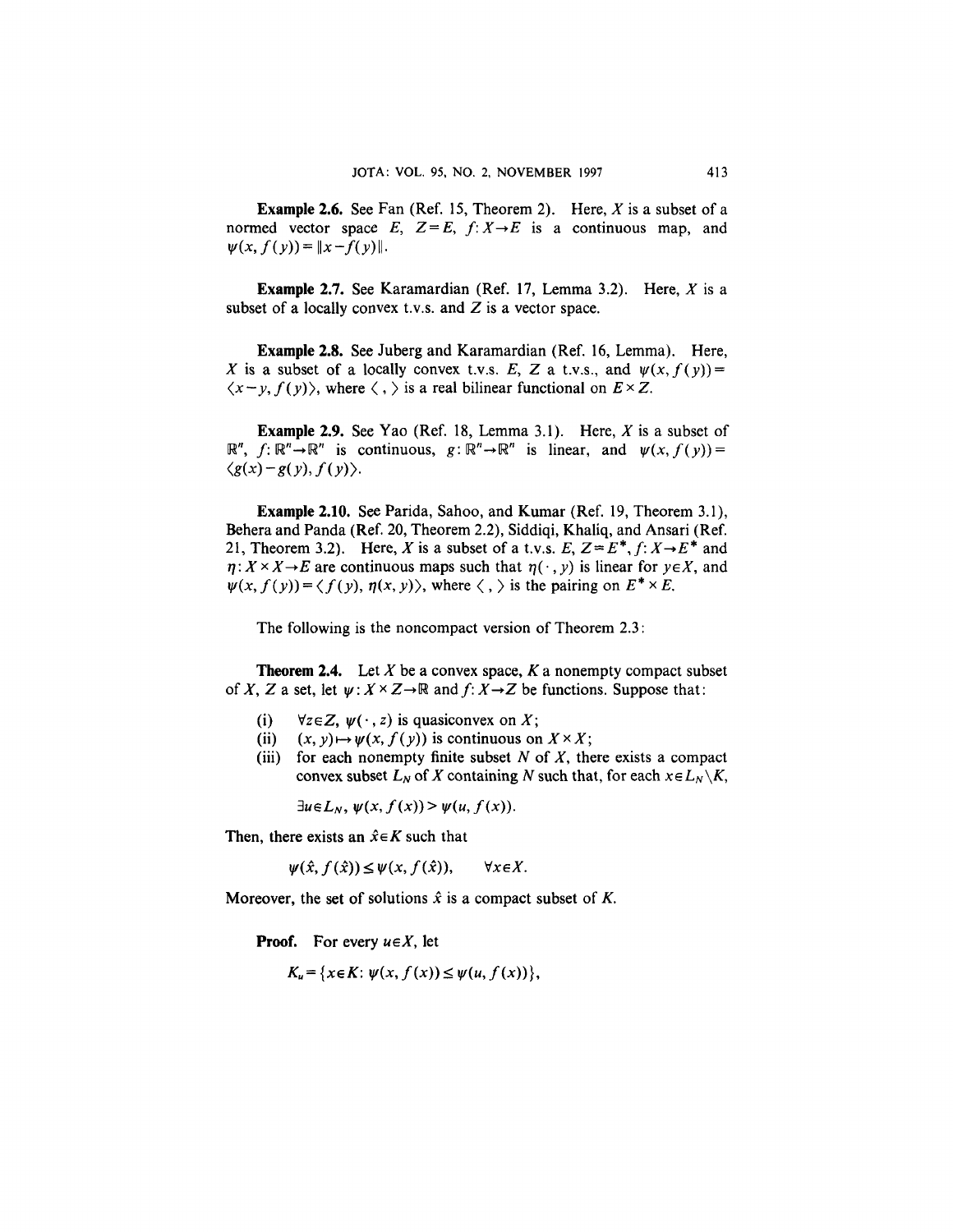**Example 2.6.** See Fan (Ref. 15, Theorem 2). Here, $X$ is a subset of a normed vector space $E$, $Z=E$, $f: X \to E$ is a continuous map, and $\psi(x, f(y)) = \|x - f(y)\|$.

**Example 2.7.** See Karamardian (Ref. 17, Lemma 3.2). Here, $X$ is a subset of a locally convex t.v.s. and $Z$ is a vector space.

**Example 2.8.** See Juberg and Karamardian (Ref. 16, Lemma). Here, $X$ is a subset of a locally convex t.v.s. $E$, $Z$ a t.v.s., and $\psi(x, f(y)) = \langle x - y, f(y) \rangle$, where $\langle \, , \, \rangle$ is a real bilinear functional on $E \times Z$.

**Example 2.9.** See Yao (Ref. 18, Lemma 3.1). Here, $X$ is a subset of $\mathbb{R}^n$, $f: \mathbb{R}^n \to \mathbb{R}^n$ is continuous, $g: \mathbb{R}^n \to \mathbb{R}^n$ is linear, and $\psi(x, f(y)) = \langle g(x) - g(y), f(y) \rangle$.

**Example 2.10.** See Parida, Sahoo, and Kumar (Ref. 19, Theorem 3.1), Behera and Panda (Ref. 20, Theorem 2.2), Siddiqi, Khaliq, and Ansari (Ref. 21, Theorem 3.2). Here, $X$ is a subset of a t.v.s. $E$, $Z = E^*$, $f: X \to E^*$ and $\eta: X \times X \to E$ are continuous maps such that $\eta(\cdot, y)$ is linear for $y \in X$, and $\psi(x, f(y)) = \langle f(y), \eta(x, y) \rangle$, where $\langle \, , \, \rangle$ is the pairing on $E^* \times E$.

The following is the noncompact version of Theorem 2.3:

**Theorem 2.4.** Let $X$ be a convex space, $K$ a nonempty compact subset of $X$, $Z$ a set, let $\psi: X \times Z \to \mathbb{R}$ and $f: X \to Z$ be functions. Suppose that:

(i) $\forall z \in Z$, $\psi(\cdot, z)$ is quasiconvex on $X$;

(ii) $(x, y) \mapsto \psi(x, f(y))$ is continuous on $X \times X$;

(iii) for each nonempty finite subset $N$ of $X$, there exists a compact convex subset $L_N$ of $X$ containing $N$ such that, for each $x \in L_N \backslash K$,

$$\exists u \in L_N, \; \psi(x, f(x)) > \psi(u, f(x)).$$

Then, there exists an $\hat{x} \in K$ such that

$$\psi(\hat{x}, f(\hat{x})) \leq \psi(x, f(\hat{x})), \qquad \forall x \in X.$$

Moreover, the set of solutions $\hat{x}$ is a compact subset of $K$.

**Proof.** For every $u \in X$, let

$$K_u = \{x \in K: \psi(x, f(x)) \leq \psi(u, f(x))\},$$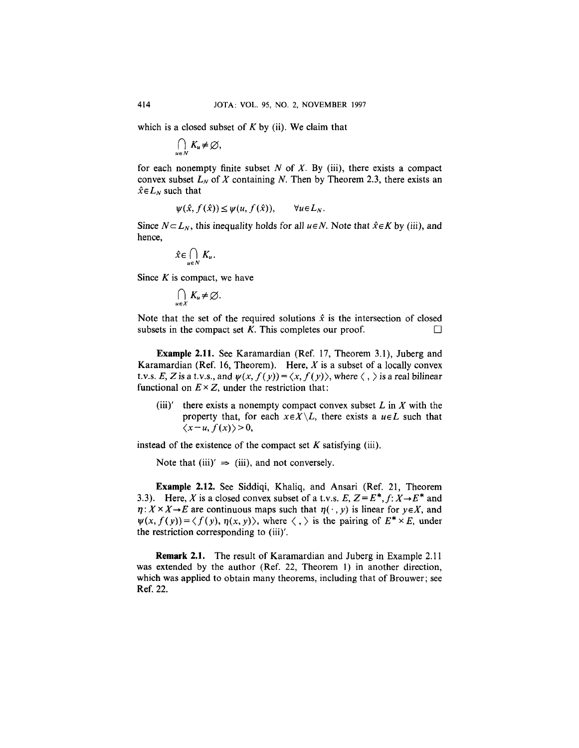which is a closed subset of $K$ by (ii). We claim that

$$\bigcap_{u \in N} K_u \neq \emptyset,$$

for each nonempty finite subset $N$ of $X$. By (iii), there exists a compact convex subset $L_N$ of $X$ containing $N$. Then by Theorem 2.3, there exists an $\hat{x} \in L_N$ such that

$$\psi(\hat{x}, f(\hat{x})) \leq \psi(u, f(\hat{x})), \qquad \forall u \in L_N.$$

Since $N \subset L_N$, this inequality holds for all $u \in N$. Note that $\hat{x} \in K$ by (iii), and hence,

$$\hat{x} \in \bigcap_{u \in N} K_u.$$

Since $K$ is compact, we have

$$\bigcap_{u \in X} K_u \neq \emptyset.$$

Note that the set of the required solutions $\hat{x}$ is the intersection of closed subsets in the compact set $K$. This completes our proof. □

**Example 2.11.** See Karamardian (Ref. 17, Theorem 3.1), Juberg and Karamardian (Ref. 16, Theorem). Here, $X$ is a subset of a locally convex t.v.s. $E$, $Z$ is a t.v.s., and $\psi(x, f(y)) = \langle x, f(y) \rangle$, where $\langle \, , \, \rangle$ is a real bilinear functional on $E \times Z$, under the restriction that:

(iii)′ there exists a nonempty compact convex subset $L$ in $X$ with the property that, for each $x \in X \backslash L$, there exists a $u \in L$ such that $\langle x - u, f(x) \rangle > 0$,

instead of the existence of the compact set $K$ satisfying (iii).

Note that (iii)′ $\Rightarrow$ (iii), and not conversely.

**Example 2.12.** See Siddiqi, Khaliq, and Ansari (Ref. 21, Theorem 3.3). Here, $X$ is a closed convex subset of a t.v.s. $E$, $Z = E^*$, $f\colon X \to E^*$ and $\eta\colon X \times X \to E$ are continuous maps such that $\eta(\cdot, y)$ is linear for $y \in X$, and $\psi(x, f(y)) = \langle f(y), \eta(x, y) \rangle$, where $\langle \, , \, \rangle$ is the pairing of $E^* \times E$, under the restriction corresponding to (iii)′.

**Remark 2.1.** The result of Karamardian and Juberg in Example 2.11 was extended by the author (Ref. 22, Theorem 1) in another direction, which was applied to obtain many theorems, including that of Brouwer; see Ref. 22.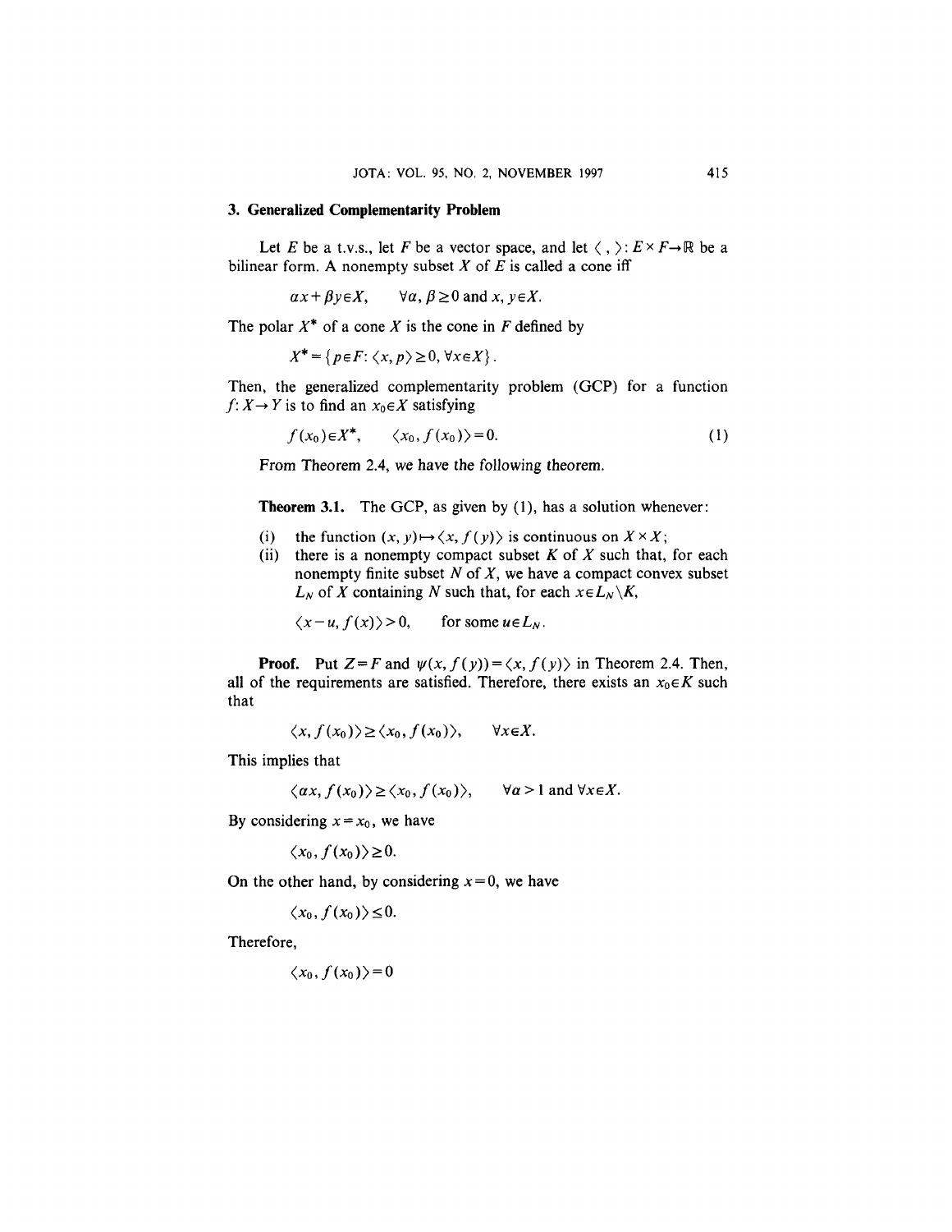## 3. Generalized Complementarity Problem

Let $E$ be a t.v.s., let $F$ be a vector space, and let $\langle\ ,\ \rangle: E \times F \to \mathbb{R}$ be a bilinear form. A nonempty subset $X$ of $E$ is called a cone iff

$$\alpha x + \beta y \in X, \qquad \forall \alpha, \beta \geq 0 \text{ and } x, y \in X.$$

The polar $X^*$ of a cone $X$ is the cone in $F$ defined by

$$X^* = \{p \in F: \langle x, p\rangle \geq 0, \forall x \in X\}.$$

Then, the generalized complementarity problem (GCP) for a function $f: X \to Y$ is to find an $x_0 \in X$ satisfying

$$f(x_0) \in X^*, \qquad \langle x_0, f(x_0)\rangle = 0. \tag{1}$$

From Theorem 2.4, we have the following theorem.

**Theorem 3.1.** The GCP, as given by (1), has a solution whenever:

(i) the function $(x, y) \mapsto \langle x, f(y)\rangle$ is continuous on $X \times X$;

(ii) there is a nonempty compact subset $K$ of $X$ such that, for each nonempty finite subset $N$ of $X$, we have a compact convex subset $L_N$ of $X$ containing $N$ such that, for each $x \in L_N \backslash K$,

$$\langle x - u, f(x)\rangle > 0, \qquad \text{for some } u \in L_N.$$

**Proof.** Put $Z = F$ and $\psi(x, f(y)) = \langle x, f(y)\rangle$ in Theorem 2.4. Then, all of the requirements are satisfied. Therefore, there exists an $x_0 \in K$ such that

$$\langle x, f(x_0)\rangle \geq \langle x_0, f(x_0)\rangle, \qquad \forall x \in X.$$

This implies that

$$\langle \alpha x, f(x_0)\rangle \geq \langle x_0, f(x_0)\rangle, \qquad \forall \alpha > 1 \text{ and } \forall x \in X.$$

By considering $x = x_0$, we have

$$\langle x_0, f(x_0)\rangle \geq 0.$$

On the other hand, by considering $x = 0$, we have

$$\langle x_0, f(x_0)\rangle \leq 0.$$

Therefore,

$$\langle x_0, f(x_0)\rangle = 0$$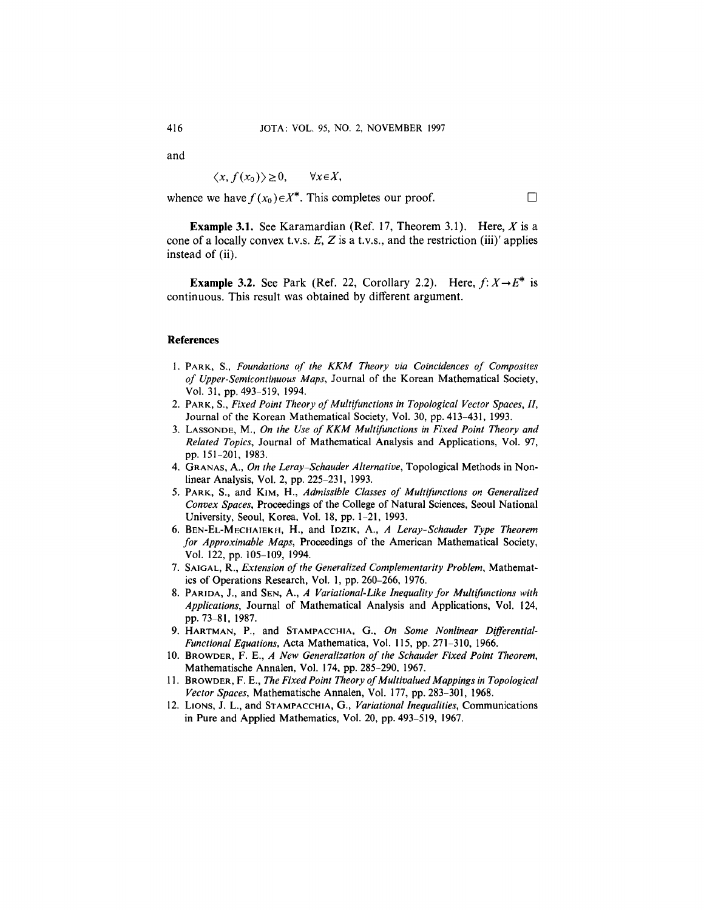and

$$\langle x, f(x_0) \rangle \geq 0, \qquad \forall x \in X,$$

whence we have $f(x_0) \in X^*$. This completes our proof. $\square$

**Example 3.1.** See Karamardian (Ref. 17, Theorem 3.1). Here, $X$ is a cone of a locally convex t.v.s. $E$, $Z$ is a t.v.s., and the restriction (iii)′ applies instead of (ii).

**Example 3.2.** See Park (Ref. 22, Corollary 2.2). Here, $f: X \to E^*$ is continuous. This result was obtained by different argument.

### References

1. PARK, S., *Foundations of the KKM Theory via Coincidences of Composites of Upper-Semicontinuous Maps*, Journal of the Korean Mathematical Society, Vol. 31, pp. 493–519, 1994.
2. PARK, S., *Fixed Point Theory of Multifunctions in Topological Vector Spaces, II*, Journal of the Korean Mathematical Society, Vol. 30, pp. 413–431, 1993.
3. LASSONDE, M., *On the Use of KKM Multifunctions in Fixed Point Theory and Related Topics*, Journal of Mathematical Analysis and Applications, Vol. 97, pp. 151–201, 1983.
4. GRANAS, A., *On the Leray-Schauder Alternative*, Topological Methods in Nonlinear Analysis, Vol. 2, pp. 225–231, 1993.
5. PARK, S., and KIM, H., *Admissible Classes of Multifunctions on Generalized Convex Spaces*, Proceedings of the College of Natural Sciences, Seoul National University, Seoul, Korea, Vol. 18, pp. 1–21, 1993.
6. BEN-EL-MECHAIEKH, H., and IDZIK, A., *A Leray-Schauder Type Theorem for Approximable Maps*, Proceedings of the American Mathematical Society, Vol. 122, pp. 105–109, 1994.
7. SAIGAL, R., *Extension of the Generalized Complementarity Problem*, Mathematics of Operations Research, Vol. 1, pp. 260–266, 1976.
8. PARIDA, J., and SEN, A., *A Variational-Like Inequality for Multifunctions with Applications*, Journal of Mathematical Analysis and Applications, Vol. 124, pp. 73–81, 1987.
9. HARTMAN, P., and STAMPACCHIA, G., *On Some Nonlinear Differential-Functional Equations*, Acta Mathematica, Vol. 115, pp. 271–310, 1966.
10. BROWDER, F. E., *A New Generalization of the Schauder Fixed Point Theorem*, Mathematische Annalen, Vol. 174, pp. 285–290, 1967.
11. BROWDER, F. E., *The Fixed Point Theory of Multivalued Mappings in Topological Vector Spaces*, Mathematische Annalen, Vol. 177, pp. 283–301, 1968.
12. LIONS, J. L., and STAMPACCHIA, G., *Variational Inequalities*, Communications in Pure and Applied Mathematics, Vol. 20, pp. 493–519, 1967.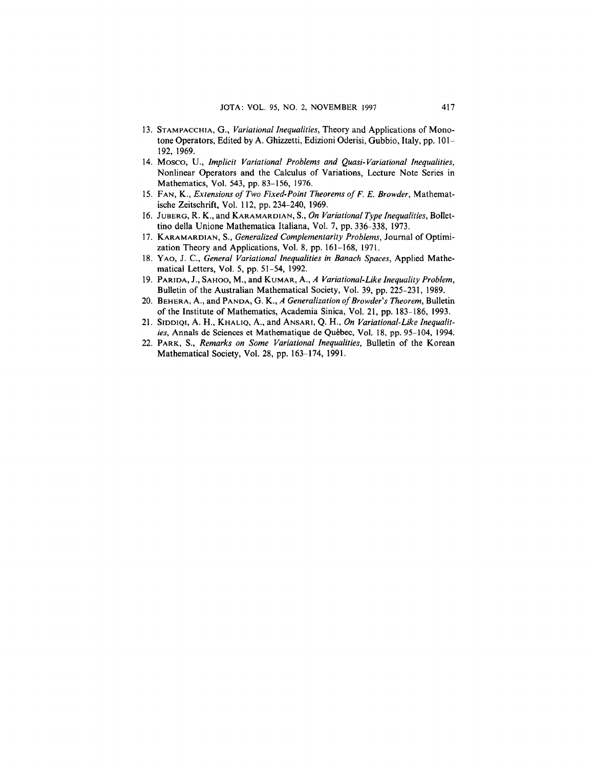13. STAMPACCHIA, G., *Variational Inequalities*, Theory and Applications of Monotone Operators, Edited by A. Ghizzetti, Edizioni Oderisi, Gubbio, Italy, pp. 101–192, 1969.
14. MOSCO, U., *Implicit Variational Problems and Quasi-Variational Inequalities*, Nonlinear Operators and the Calculus of Variations, Lecture Note Series in Mathematics, Vol. 543, pp. 83–156, 1976.
15. FAN, K., *Extensions of Two Fixed-Point Theorems of F. E. Browder*, Mathematische Zeitschrift, Vol. 112, pp. 234–240, 1969.
16. JUBERG, R. K., and KARAMARDIAN, S., *On Variational Type Inequalities*, Bollettino della Unione Mathematica Italiana, Vol. 7, pp. 336–338, 1973.
17. KARAMARDIAN, S., *Generalized Complementarity Problems*, Journal of Optimization Theory and Applications, Vol. 8, pp. 161–168, 1971.
18. YAO, J. C., *General Variational Inequalities in Banach Spaces*, Applied Mathematical Letters, Vol. 5, pp. 51–54, 1992.
19. PARIDA, J., SAHOO, M., and KUMAR, A., *A Variational-Like Inequality Problem*, Bulletin of the Australian Mathematical Society, Vol. 39, pp. 225–231, 1989.
20. BEHERA, A., and PANDA, G. K., *A Generalization of Browder's Theorem*, Bulletin of the Institute of Mathematics, Academia Sinica, Vol. 21, pp. 183–186, 1993.
21. SIDDIQI, A. H., KHALIQ, A., and ANSARI, Q. H., *On Variational-Like Inequalities*, Annals de Sciences et Mathematique de Québec, Vol. 18, pp. 95–104, 1994.
22. PARK, S., *Remarks on Some Variational Inequalities*, Bulletin of the Korean Mathematical Society, Vol. 28, pp. 163–174, 1991.